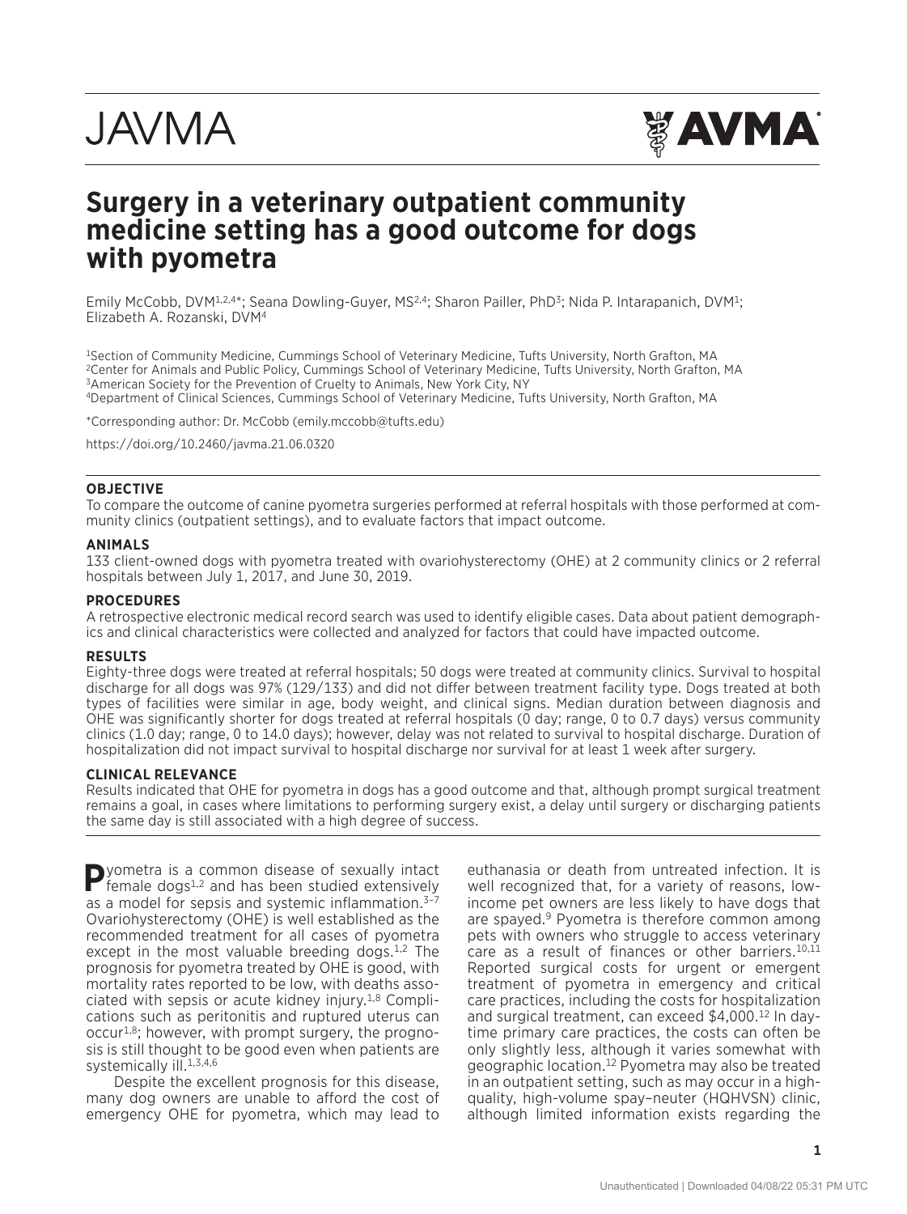# Surgery in a veterinary outpatient community medicine setting has a good outcome for dogs with pyometra

Emily McCobb, DVM[1,2,4]*; Seana Dowling-Guyer, MS[2,4]; Sharon Pailler, PhD[3]; Nida P. Intarapanich, DVM[1]; Elizabeth A. Rozanski, DVM[4]

[1]Section of Community Medicine, Cummings School of Veterinary Medicine, Tufts University, North Grafton, MA
[2]Center for Animals and Public Policy, Cummings School of Veterinary Medicine, Tufts University, North Grafton, MA
[3]American Society for the Prevention of Cruelty to Animals, New York City, NY
[4]Department of Clinical Sciences, Cummings School of Veterinary Medicine, Tufts University, North Grafton, MA

*Corresponding author: Dr. McCobb (emily.mccobb@tufts.edu)

https://doi.org/10.2460/javma.21.06.0320

## OBJECTIVE

To compare the outcome of canine pyometra surgeries performed at referral hospitals with those performed at community clinics (outpatient settings), and to evaluate factors that impact outcome.

## ANIMALS

133 client-owned dogs with pyometra treated with ovariohysterectomy (OHE) at 2 community clinics or 2 referral hospitals between July 1, 2017, and June 30, 2019.

## PROCEDURES

A retrospective electronic medical record search was used to identify eligible cases. Data about patient demographics and clinical characteristics were collected and analyzed for factors that could have impacted outcome.

## RESULTS

Eighty-three dogs were treated at referral hospitals; 50 dogs were treated at community clinics. Survival to hospital discharge for all dogs was 97% (129/133) and did not differ between treatment facility type. Dogs treated at both types of facilities were similar in age, body weight, and clinical signs. Median duration between diagnosis and OHE was significantly shorter for dogs treated at referral hospitals (0 day; range, 0 to 0.7 days) versus community clinics (1.0 day; range, 0 to 14.0 days); however, delay was not related to survival to hospital discharge. Duration of hospitalization did not impact survival to hospital discharge nor survival for at least 1 week after surgery.

## CLINICAL RELEVANCE

Results indicated that OHE for pyometra in dogs has a good outcome and that, although prompt surgical treatment remains a goal, in cases where limitations to performing surgery exist, a delay until surgery or discharging patients the same day is still associated with a high degree of success.

Pyometra is a common disease of sexually intact female dogs[1,2] and has been studied extensively as a model for sepsis and systemic inflammation.[3–7] Ovariohysterectomy (OHE) is well established as the recommended treatment for all cases of pyometra except in the most valuable breeding dogs.[1,2] The prognosis for pyometra treated by OHE is good, with mortality rates reported to be low, with deaths associated with sepsis or acute kidney injury.[1,8] Complications such as peritonitis and ruptured uterus can occur[1,8]; however, with prompt surgery, the prognosis is still thought to be good even when patients are systemically ill.[1,3,4,6]

Despite the excellent prognosis for this disease, many dog owners are unable to afford the cost of emergency OHE for pyometra, which may lead to euthanasia or death from untreated infection. It is well recognized that, for a variety of reasons, low-income pet owners are less likely to have dogs that are spayed.[9] Pyometra is therefore common among pets with owners who struggle to access veterinary care as a result of finances or other barriers.[10,11] Reported surgical costs for urgent or emergent treatment of pyometra in emergency and critical care practices, including the costs for hospitalization and surgical treatment, can exceed $4,000.[12] In daytime primary care practices, the costs can often be only slightly less, although it varies somewhat with geographic location.[12] Pyometra may also be treated in an outpatient setting, such as may occur in a high-quality, high-volume spay–neuter (HQHVSN) clinic, although limited information exists regarding the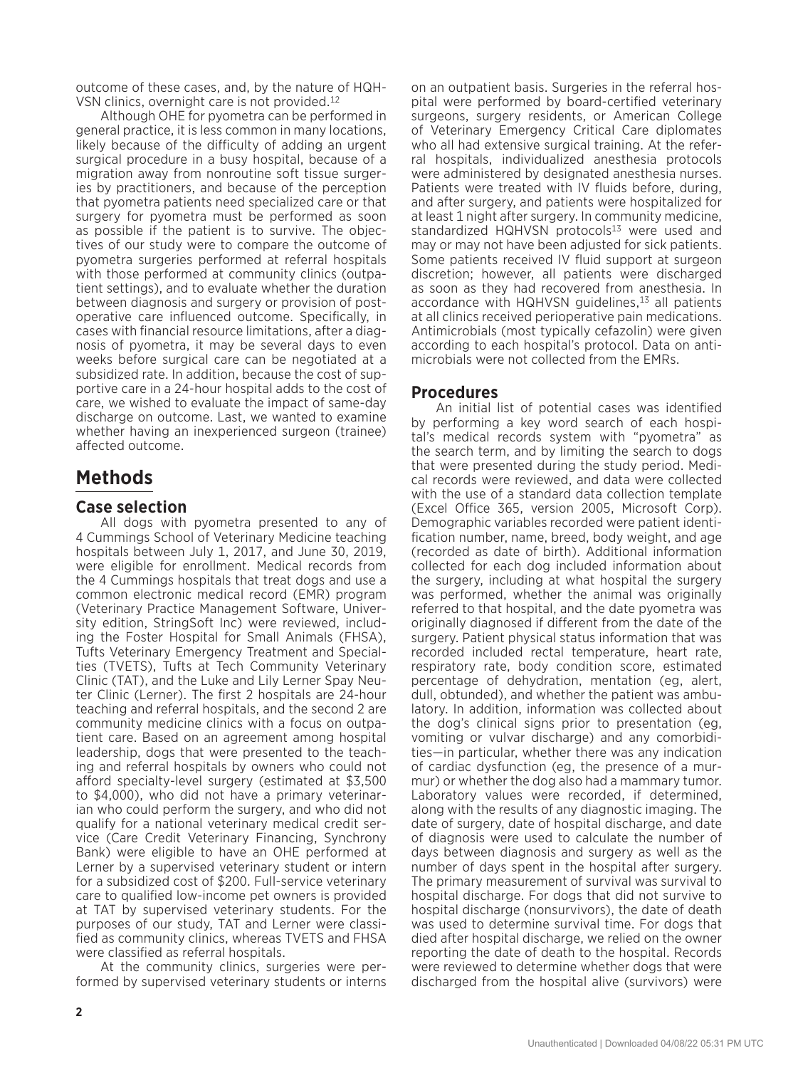outcome of these cases, and, by the nature of HQHVSN clinics, overnight care is not provided.[12]

Although OHE for pyometra can be performed in general practice, it is less common in many locations, likely because of the difficulty of adding an urgent surgical procedure in a busy hospital, because of a migration away from nonroutine soft tissue surgeries by practitioners, and because of the perception that pyometra patients need specialized care or that surgery for pyometra must be performed as soon as possible if the patient is to survive. The objectives of our study were to compare the outcome of pyometra surgeries performed at referral hospitals with those performed at community clinics (outpatient settings), and to evaluate whether the duration between diagnosis and surgery or provision of postoperative care influenced outcome. Specifically, in cases with financial resource limitations, after a diagnosis of pyometra, it may be several days to even weeks before surgical care can be negotiated at a subsidized rate. In addition, because the cost of supportive care in a 24-hour hospital adds to the cost of care, we wished to evaluate the impact of same-day discharge on outcome. Last, we wanted to examine whether having an inexperienced surgeon (trainee) affected outcome.

# Methods

## Case selection

All dogs with pyometra presented to any of 4 Cummings School of Veterinary Medicine teaching hospitals between July 1, 2017, and June 30, 2019, were eligible for enrollment. Medical records from the 4 Cummings hospitals that treat dogs and use a common electronic medical record (EMR) program (Veterinary Practice Management Software, University edition, StringSoft Inc) were reviewed, including the Foster Hospital for Small Animals (FHSA), Tufts Veterinary Emergency Treatment and Specialties (TVETS), Tufts at Tech Community Veterinary Clinic (TAT), and the Luke and Lily Lerner Spay Neuter Clinic (Lerner). The first 2 hospitals are 24-hour teaching and referral hospitals, and the second 2 are community medicine clinics with a focus on outpatient care. Based on an agreement among hospital leadership, dogs that were presented to the teaching and referral hospitals by owners who could not afford specialty-level surgery (estimated at $3,500 to $4,000), who did not have a primary veterinarian who could perform the surgery, and who did not qualify for a national veterinary medical credit service (Care Credit Veterinary Financing, Synchrony Bank) were eligible to have an OHE performed at Lerner by a supervised veterinary student or intern for a subsidized cost of $200. Full-service veterinary care to qualified low-income pet owners is provided at TAT by supervised veterinary students. For the purposes of our study, TAT and Lerner were classified as community clinics, whereas TVETS and FHSA were classified as referral hospitals.

At the community clinics, surgeries were performed by supervised veterinary students or interns on an outpatient basis. Surgeries in the referral hospital were performed by board-certified veterinary surgeons, surgery residents, or American College of Veterinary Emergency Critical Care diplomates who all had extensive surgical training. At the referral hospitals, individualized anesthesia protocols were administered by designated anesthesia nurses. Patients were treated with IV fluids before, during, and after surgery, and patients were hospitalized for at least 1 night after surgery. In community medicine, standardized HQHVSN protocols[13] were used and may or may not have been adjusted for sick patients. Some patients received IV fluid support at surgeon discretion; however, all patients were discharged as soon as they had recovered from anesthesia. In accordance with HQHVSN guidelines,[13] all patients at all clinics received perioperative pain medications. Antimicrobials (most typically cefazolin) were given according to each hospital's protocol. Data on antimicrobials were not collected from the EMRs.

## Procedures

An initial list of potential cases was identified by performing a key word search of each hospital's medical records system with "pyometra" as the search term, and by limiting the search to dogs that were presented during the study period. Medical records were reviewed, and data were collected with the use of a standard data collection template (Excel Office 365, version 2005, Microsoft Corp). Demographic variables recorded were patient identification number, name, breed, body weight, and age (recorded as date of birth). Additional information collected for each dog included information about the surgery, including at what hospital the surgery was performed, whether the animal was originally referred to that hospital, and the date pyometra was originally diagnosed if different from the date of the surgery. Patient physical status information that was recorded included rectal temperature, heart rate, respiratory rate, body condition score, estimated percentage of dehydration, mentation (eg, alert, dull, obtunded), and whether the patient was ambulatory. In addition, information was collected about the dog's clinical signs prior to presentation (eg, vomiting or vulvar discharge) and any comorbidities—in particular, whether there was any indication of cardiac dysfunction (eg, the presence of a murmur) or whether the dog also had a mammary tumor. Laboratory values were recorded, if determined, along with the results of any diagnostic imaging. The date of surgery, date of hospital discharge, and date of diagnosis were used to calculate the number of days between diagnosis and surgery as well as the number of days spent in the hospital after surgery. The primary measurement of survival was survival to hospital discharge. For dogs that did not survive to hospital discharge (nonsurvivors), the date of death was used to determine survival time. For dogs that died after hospital discharge, we relied on the owner reporting the date of death to the hospital. Records were reviewed to determine whether dogs that were discharged from the hospital alive (survivors) were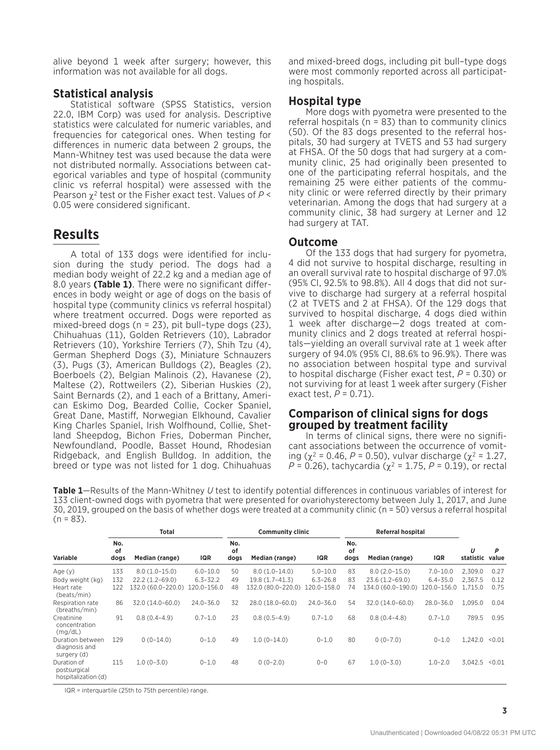alive beyond 1 week after surgery; however, this information was not available for all dogs.

## Statistical analysis

Statistical software (SPSS Statistics, version 22.0, IBM Corp) was used for analysis. Descriptive statistics were calculated for numeric variables, and frequencies for categorical ones. When testing for differences in numeric data between 2 groups, the Mann-Whitney test was used because the data were not distributed normally. Associations between categorical variables and type of hospital (community clinic vs referral hospital) were assessed with the Pearson $\chi^2$ test or the Fisher exact test. Values of $P < 0.05$ were considered significant.

# Results

A total of 133 dogs were identified for inclusion during the study period. The dogs had a median body weight of 22.2 kg and a median age of 8.0 years **(Table 1)**. There were no significant differences in body weight or age of dogs on the basis of hospital type (community clinics vs referral hospital) where treatment occurred. Dogs were reported as mixed-breed dogs (n = 23), pit bull–type dogs (23), Chihuahuas (11), Golden Retrievers (10), Labrador Retrievers (10), Yorkshire Terriers (7), Shih Tzu (4), German Shepherd Dogs (3), Miniature Schnauzers (3), Pugs (3), American Bulldogs (2), Beagles (2), Boerboels (2), Belgian Malinois (2), Havanese (2), Maltese (2), Rottweilers (2), Siberian Huskies (2), Saint Bernards (2), and 1 each of a Brittany, American Eskimo Dog, Bearded Collie, Cocker Spaniel, Great Dane, Mastiff, Norwegian Elkhound, Cavalier King Charles Spaniel, Irish Wolfhound, Collie, Shetland Sheepdog, Bichon Fries, Doberman Pincher, Newfoundland, Poodle, Basset Hound, Rhodesian Ridgeback, and English Bulldog. In addition, the breed or type was not listed for 1 dog. Chihuahuas and mixed-breed dogs, including pit bull–type dogs were most commonly reported across all participating hospitals.

## Hospital type

More dogs with pyometra were presented to the referral hospitals (n = 83) than to community clinics (50). Of the 83 dogs presented to the referral hospitals, 30 had surgery at TVETS and 53 had surgery at FHSA. Of the 50 dogs that had surgery at a community clinic, 25 had originally been presented to one of the participating referral hospitals, and the remaining 25 were either patients of the community clinic or were referred directly by their primary veterinarian. Among the dogs that had surgery at a community clinic, 38 had surgery at Lerner and 12 had surgery at TAT.

## Outcome

Of the 133 dogs that had surgery for pyometra, 4 did not survive to hospital discharge, resulting in an overall survival rate to hospital discharge of 97.0% (95% CI, 92.5% to 98.8%). All 4 dogs that did not survive to discharge had surgery at a referral hospital (2 at TVETS and 2 at FHSA). Of the 129 dogs that survived to hospital discharge, 4 dogs died within 1 week after discharge—2 dogs treated at community clinics and 2 dogs treated at referral hospitals—yielding an overall survival rate at 1 week after surgery of 94.0% (95% CI, 88.6% to 96.9%). There was no association between hospital type and survival to hospital discharge (Fisher exact test, $P = 0.30$) or not surviving for at least 1 week after surgery (Fisher exact test, $P = 0.71$).

## Comparison of clinical signs for dogs grouped by treatment facility

In terms of clinical signs, there were no significant associations between the occurrence of vomiting ($\chi^2 = 0.46$, $P = 0.50$), vulvar discharge ($\chi^2 = 1.27$, $P = 0.26$), tachycardia ($\chi^2 = 1.75$, $P = 0.19$), or rectal

**Table 1**—Results of the Mann-Whitney *U* test to identify potential differences in continuous variables of interest for 133 client-owned dogs with pyometra that were presented for ovariohysterectomy between July 1, 2017, and June 30, 2019, grouped on the basis of whether dogs were treated at a community clinic (n = 50) versus a referral hospital (n = 83).

| | Total | | | Community clinic | | | Referral hospital | | | | |
|---|---|---|---|---|---|---|---|---|---|---|---|
| Variable | No. of dogs | Median (range) | IQR | No. of dogs | Median (range) | IQR | No. of dogs | Median (range) | IQR | *U* statistic | *P* value |
| Age (y) | 133 | 8.0 (1.0–15.0) | 6.0–10.0 | 50 | 8.0 (1.0–14.0) | 5.0–10.0 | 83 | 8.0 (2.0–15.0) | 7.0–10.0 | 2,309.0 | 0.27 |
| Body weight (kg) | 132 | 22.2 (1.2–69.0) | 6.3–32.2 | 49 | 19.8 (1.7–41.3) | 6.3–26.8 | 83 | 23.6 (1.2–69.0) | 6.4–35.0 | 2,367.5 | 0.12 |
| Heart rate (beats/min) | 122 | 132.0 (60.0–220.0) | 120.0–156.0 | 48 | 132.0 (80.0–220.0) | 120.0–158.0 | 74 | 134.0 (60.0–190.0) | 120.0–156.0 | 1,715.0 | 0.75 |
| Respiration rate (breaths/min) | 86 | 32.0 (14.0–60.0) | 24.0–36.0 | 32 | 28.0 (18.0–60.0) | 24.0–36.0 | 54 | 32.0 (14.0–60.0) | 28.0–36.0 | 1,095.0 | 0.04 |
| Creatinine concentration (mg/dL) | 91 | 0.8 (0.4–4.9) | 0.7–1.0 | 23 | 0.8 (0.5–4.9) | 0.7–1.0 | 68 | 0.8 (0.4–4.8) | 0.7–1.0 | 789.5 | 0.95 |
| Duration between diagnosis and surgery (d) | 129 | 0 (0–14.0) | 0–1.0 | 49 | 1.0 (0–14.0) | 0–1.0 | 80 | 0 (0–7.0) | 0–1.0 | 1,242.0 | < 0.01 |
| Duration of postsurgical hospitalization (d) | 115 | 1.0 (0–3.0) | 0–1.0 | 48 | 0 (0–2.0) | 0–0 | 67 | 1.0 (0–3.0) | 1.0–2.0 | 3,042.5 | < 0.01 |

IQR = interquartile (25th to 75th percentile) range.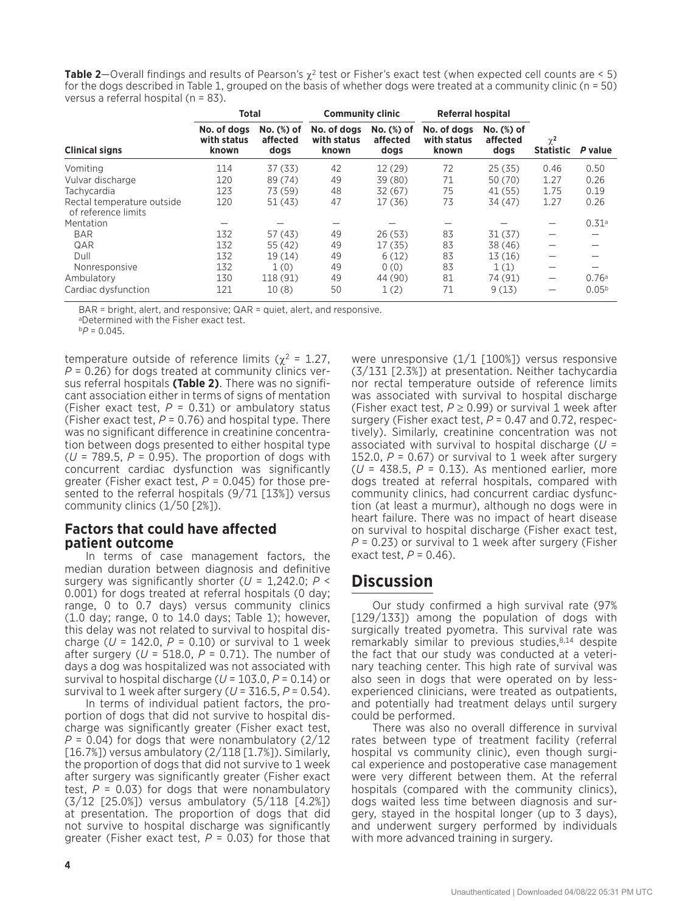**Table 2**—Overall findings and results of Pearson's $\chi^2$ test or Fisher's exact test (when expected cell counts are < 5) for the dogs described in Table 1, grouped on the basis of whether dogs were treated at a community clinic (n = 50) versus a referral hospital (n = 83).

| | Total | | Community clinic | | Referral hospital | | | |
|---|---|---|---|---|---|---|---|---|
| Clinical signs | No. of dogs with status known | No. (%) of affected dogs | No. of dogs with status known | No. (%) of affected dogs | No. of dogs with status known | No. (%) of affected dogs | $\chi^2$ Statistic | P value |
| Vomiting | 114 | 37 (33) | 42 | 12 (29) | 72 | 25 (35) | 0.46 | 0.50 |
| Vulvar discharge | 120 | 89 (74) | 49 | 39 (80) | 71 | 50 (70) | 1.27 | 0.26 |
| Tachycardia | 123 | 73 (59) | 48 | 32 (67) | 75 | 41 (55) | 1.75 | 0.19 |
| Rectal temperature outside of reference limits | 120 | 51 (43) | 47 | 17 (36) | 73 | 34 (47) | 1.27 | 0.26 |
| Mentation | — | — | — | — | — | — | — | 0.31[a] |
| BAR | 132 | 57 (43) | 49 | 26 (53) | 83 | 31 (37) | — | — |
| QAR | 132 | 55 (42) | 49 | 17 (35) | 83 | 38 (46) | — | — |
| Dull | 132 | 19 (14) | 49 | 6 (12) | 83 | 13 (16) | — | — |
| Nonresponsive | 132 | 1 (0) | 49 | 0 (0) | 83 | 1 (1) | — | — |
| Ambulatory | 130 | 118 (91) | 49 | 44 (90) | 81 | 74 (91) | — | 0.76[a] |
| Cardiac dysfunction | 121 | 10 (8) | 50 | 1 (2) | 71 | 9 (13) | — | 0.05[b] |

BAR = bright, alert, and responsive; QAR = quiet, alert, and responsive.

[a]Determined with the Fisher exact test.

[b]$P = 0.045$.

temperature outside of reference limits ($\chi^2 = 1.27$, $P = 0.26$) for dogs treated at community clinics versus referral hospitals **(Table 2)**. There was no significant association either in terms of signs of mentation (Fisher exact test, $P = 0.31$) or ambulatory status (Fisher exact test, $P = 0.76$) and hospital type. There was no significant difference in creatinine concentration between dogs presented to either hospital type ($U = 789.5$, $P = 0.95$). The proportion of dogs with concurrent cardiac dysfunction was significantly greater (Fisher exact test, $P = 0.045$) for those presented to the referral hospitals (9/71 [13%]) versus community clinics (1/50 [2%]).

## Factors that could have affected patient outcome

In terms of case management factors, the median duration between diagnosis and definitive surgery was significantly shorter ($U = 1{,}242.0$; $P < 0.001$) for dogs treated at referral hospitals (0 day; range, 0 to 0.7 days) versus community clinics (1.0 day; range, 0 to 14.0 days; Table 1); however, this delay was not related to survival to hospital discharge ($U = 142.0$, $P = 0.10$) or survival to 1 week after surgery ($U = 518.0$, $P = 0.71$). The number of days a dog was hospitalized was not associated with survival to hospital discharge ($U = 103.0$, $P = 0.14$) or survival to 1 week after surgery ($U = 316.5$, $P = 0.54$).

In terms of individual patient factors, the proportion of dogs that did not survive to hospital discharge was significantly greater (Fisher exact test, $P = 0.04$) for dogs that were nonambulatory (2/12 [16.7%]) versus ambulatory (2/118 [1.7%]). Similarly, the proportion of dogs that did not survive 1 week after surgery was significantly greater (Fisher exact test, $P = 0.03$) for dogs that were nonambulatory (3/12 [25.0%]) versus ambulatory (5/118 [4.2%]) at presentation. The proportion of dogs that did not survive to hospital discharge was significantly greater (Fisher exact test, $P = 0.03$) for those that were unresponsive (1/1 [100%]) versus responsive (3/131 [2.3%]) at presentation. Neither tachycardia nor rectal temperature outside of reference limits was associated with survival to hospital discharge (Fisher exact test, $P \geq 0.99$) or survival 1 week after surgery (Fisher exact test, $P = 0.47$ and 0.72, respectively). Similarly, creatinine concentration was not associated with survival to hospital discharge ($U = 152.0$, $P = 0.67$) or survival to 1 week after surgery ($U = 438.5$, $P = 0.13$). As mentioned earlier, more dogs treated at referral hospitals, compared with community clinics, had concurrent cardiac dysfunction (at least a murmur), although no dogs were in heart failure. There was no impact of heart disease on survival to hospital discharge (Fisher exact test, $P = 0.23$) or survival to 1 week after surgery (Fisher exact test, $P = 0.46$).

# Discussion

Our study confirmed a high survival rate (97% [129/133]) among the population of dogs with surgically treated pyometra. This survival rate was remarkably similar to previous studies,[8,14] despite the fact that our study was conducted at a veterinary teaching center. This high rate of survival was also seen in dogs that were operated on by less-experienced clinicians, were treated as outpatients, and potentially had treatment delays until surgery could be performed.

There was also no overall difference in survival rates between type of treatment facility (referral hospital vs community clinic), even though surgical experience and postoperative case management were very different between them. At the referral hospitals (compared with the community clinics), dogs waited less time between diagnosis and surgery, stayed in the hospital longer (up to 3 days), and underwent surgery performed by individuals with more advanced training in surgery.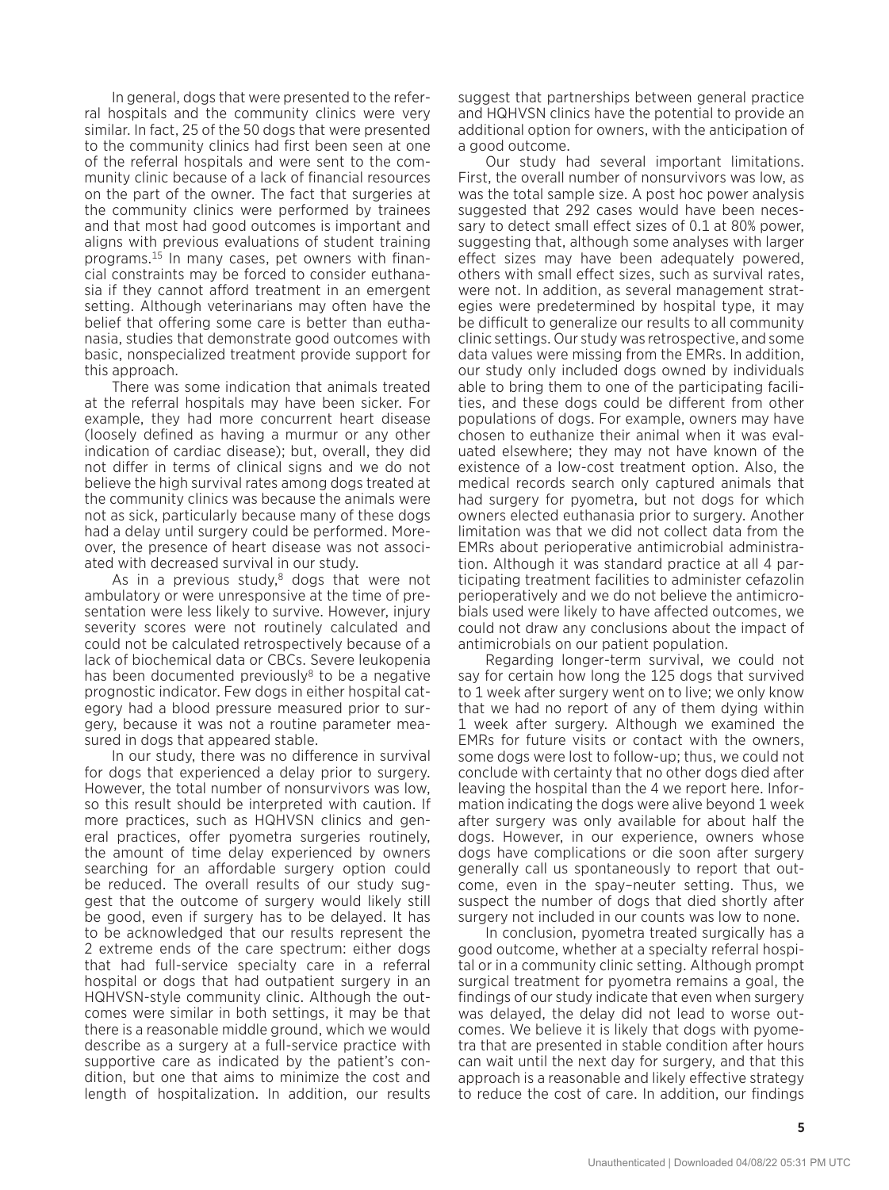In general, dogs that were presented to the referral hospitals and the community clinics were very similar. In fact, 25 of the 50 dogs that were presented to the community clinics had first been seen at one of the referral hospitals and were sent to the community clinic because of a lack of financial resources on the part of the owner. The fact that surgeries at the community clinics were performed by trainees and that most had good outcomes is important and aligns with previous evaluations of student training programs.[15] In many cases, pet owners with financial constraints may be forced to consider euthanasia if they cannot afford treatment in an emergent setting. Although veterinarians may often have the belief that offering some care is better than euthanasia, studies that demonstrate good outcomes with basic, nonspecialized treatment provide support for this approach.

There was some indication that animals treated at the referral hospitals may have been sicker. For example, they had more concurrent heart disease (loosely defined as having a murmur or any other indication of cardiac disease); but, overall, they did not differ in terms of clinical signs and we do not believe the high survival rates among dogs treated at the community clinics was because the animals were not as sick, particularly because many of these dogs had a delay until surgery could be performed. Moreover, the presence of heart disease was not associated with decreased survival in our study.

As in a previous study,[8] dogs that were not ambulatory or were unresponsive at the time of presentation were less likely to survive. However, injury severity scores were not routinely calculated and could not be calculated retrospectively because of a lack of biochemical data or CBCs. Severe leukopenia has been documented previously[8] to be a negative prognostic indicator. Few dogs in either hospital category had a blood pressure measured prior to surgery, because it was not a routine parameter measured in dogs that appeared stable.

In our study, there was no difference in survival for dogs that experienced a delay prior to surgery. However, the total number of nonsurvivors was low, so this result should be interpreted with caution. If more practices, such as HQHVSN clinics and general practices, offer pyometra surgeries routinely, the amount of time delay experienced by owners searching for an affordable surgery option could be reduced. The overall results of our study suggest that the outcome of surgery would likely still be good, even if surgery has to be delayed. It has to be acknowledged that our results represent the 2 extreme ends of the care spectrum: either dogs that had full-service specialty care in a referral hospital or dogs that had outpatient surgery in an HQHVSN-style community clinic. Although the outcomes were similar in both settings, it may be that there is a reasonable middle ground, which we would describe as a surgery at a full-service practice with supportive care as indicated by the patient's condition, but one that aims to minimize the cost and length of hospitalization. In addition, our results suggest that partnerships between general practice and HQHVSN clinics have the potential to provide an additional option for owners, with the anticipation of a good outcome.

Our study had several important limitations. First, the overall number of nonsurvivors was low, as was the total sample size. A post hoc power analysis suggested that 292 cases would have been necessary to detect small effect sizes of 0.1 at 80% power, suggesting that, although some analyses with larger effect sizes may have been adequately powered, others with small effect sizes, such as survival rates, were not. In addition, as several management strategies were predetermined by hospital type, it may be difficult to generalize our results to all community clinic settings. Our study was retrospective, and some data values were missing from the EMRs. In addition, our study only included dogs owned by individuals able to bring them to one of the participating facilities, and these dogs could be different from other populations of dogs. For example, owners may have chosen to euthanize their animal when it was evaluated elsewhere; they may not have known of the existence of a low-cost treatment option. Also, the medical records search only captured animals that had surgery for pyometra, but not dogs for which owners elected euthanasia prior to surgery. Another limitation was that we did not collect data from the EMRs about perioperative antimicrobial administration. Although it was standard practice at all 4 participating treatment facilities to administer cefazolin perioperatively and we do not believe the antimicrobials used were likely to have affected outcomes, we could not draw any conclusions about the impact of antimicrobials on our patient population.

Regarding longer-term survival, we could not say for certain how long the 125 dogs that survived to 1 week after surgery went on to live; we only know that we had no report of any of them dying within 1 week after surgery. Although we examined the EMRs for future visits or contact with the owners, some dogs were lost to follow-up; thus, we could not conclude with certainty that no other dogs died after leaving the hospital than the 4 we report here. Information indicating the dogs were alive beyond 1 week after surgery was only available for about half the dogs. However, in our experience, owners whose dogs have complications or die soon after surgery generally call us spontaneously to report that outcome, even in the spay–neuter setting. Thus, we suspect the number of dogs that died shortly after surgery not included in our counts was low to none.

In conclusion, pyometra treated surgically has a good outcome, whether at a specialty referral hospital or in a community clinic setting. Although prompt surgical treatment for pyometra remains a goal, the findings of our study indicate that even when surgery was delayed, the delay did not lead to worse outcomes. We believe it is likely that dogs with pyometra that are presented in stable condition after hours can wait until the next day for surgery, and that this approach is a reasonable and likely effective strategy to reduce the cost of care. In addition, our findings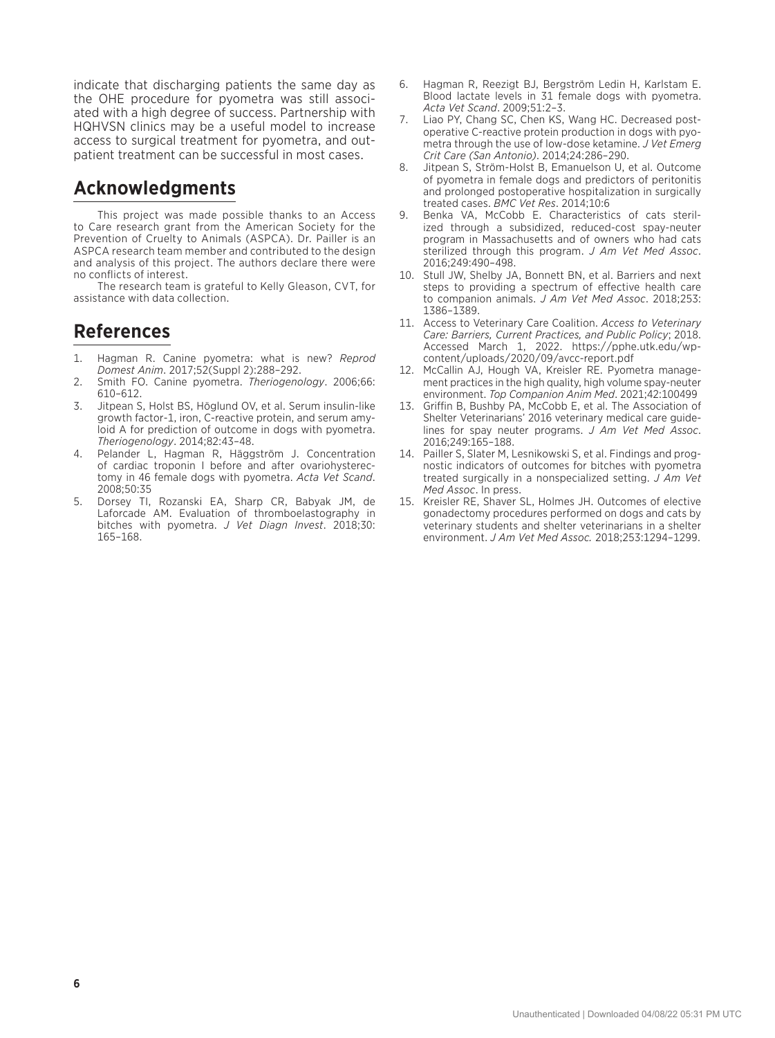indicate that discharging patients the same day as the OHE procedure for pyometra was still associated with a high degree of success. Partnership with HQHVSN clinics may be a useful model to increase access to surgical treatment for pyometra, and outpatient treatment can be successful in most cases.

## Acknowledgments

This project was made possible thanks to an Access to Care research grant from the American Society for the Prevention of Cruelty to Animals (ASPCA). Dr. Pailler is an ASPCA research team member and contributed to the design and analysis of this project. The authors declare there were no conflicts of interest.

The research team is grateful to Kelly Gleason, CVT, for assistance with data collection.

## References

1. Hagman R. Canine pyometra: what is new? *Reprod Domest Anim*. 2017;52(Suppl 2):288–292.
2. Smith FO. Canine pyometra. *Theriogenology*. 2006;66: 610–612.
3. Jitpean S, Holst BS, Höglund OV, et al. Serum insulin-like growth factor-1, iron, C-reactive protein, and serum amyloid A for prediction of outcome in dogs with pyometra. *Theriogenology*. 2014;82:43–48.
4. Pelander L, Hagman R, Häggström J. Concentration of cardiac troponin I before and after ovariohysterectomy in 46 female dogs with pyometra. *Acta Vet Scand*. 2008;50:35
5. Dorsey TI, Rozanski EA, Sharp CR, Babyak JM, de Laforcade AM. Evaluation of thromboelastography in bitches with pyometra. *J Vet Diagn Invest*. 2018;30: 165–168.
6. Hagman R, Reezigt BJ, Bergström Ledin H, Karlstam E. Blood lactate levels in 31 female dogs with pyometra. *Acta Vet Scand*. 2009;51:2–3.
7. Liao PY, Chang SC, Chen KS, Wang HC. Decreased postoperative C-reactive protein production in dogs with pyometra through the use of low-dose ketamine. *J Vet Emerg Crit Care (San Antonio)*. 2014;24:286–290.
8. Jitpean S, Ström-Holst B, Emanuelson U, et al. Outcome of pyometra in female dogs and predictors of peritonitis and prolonged postoperative hospitalization in surgically treated cases. *BMC Vet Res*. 2014;10:6
9. Benka VA, McCobb E. Characteristics of cats sterilized through a subsidized, reduced-cost spay-neuter program in Massachusetts and of owners who had cats sterilized through this program. *J Am Vet Med Assoc*. 2016;249:490–498.
10. Stull JW, Shelby JA, Bonnett BN, et al. Barriers and next steps to providing a spectrum of effective health care to companion animals. *J Am Vet Med Assoc*. 2018;253: 1386–1389.
11. Access to Veterinary Care Coalition. *Access to Veterinary Care: Barriers, Current Practices, and Public Policy*; 2018. Accessed March 1, 2022. https://pphe.utk.edu/wp-content/uploads/2020/09/avcc-report.pdf
12. McCallin AJ, Hough VA, Kreisler RE. Pyometra management practices in the high quality, high volume spay-neuter environment. *Top Companion Anim Med*. 2021;42:100499
13. Griffin B, Bushby PA, McCobb E, et al. The Association of Shelter Veterinarians' 2016 veterinary medical care guidelines for spay neuter programs. *J Am Vet Med Assoc*. 2016;249:165–188.
14. Pailler S, Slater M, Lesnikowski S, et al. Findings and prognostic indicators of outcomes for bitches with pyometra treated surgically in a nonspecialized setting. *J Am Vet Med Assoc*. In press.
15. Kreisler RE, Shaver SL, Holmes JH. Outcomes of elective gonadectomy procedures performed on dogs and cats by veterinary students and shelter veterinarians in a shelter environment. *J Am Vet Med Assoc.* 2018;253:1294–1299.